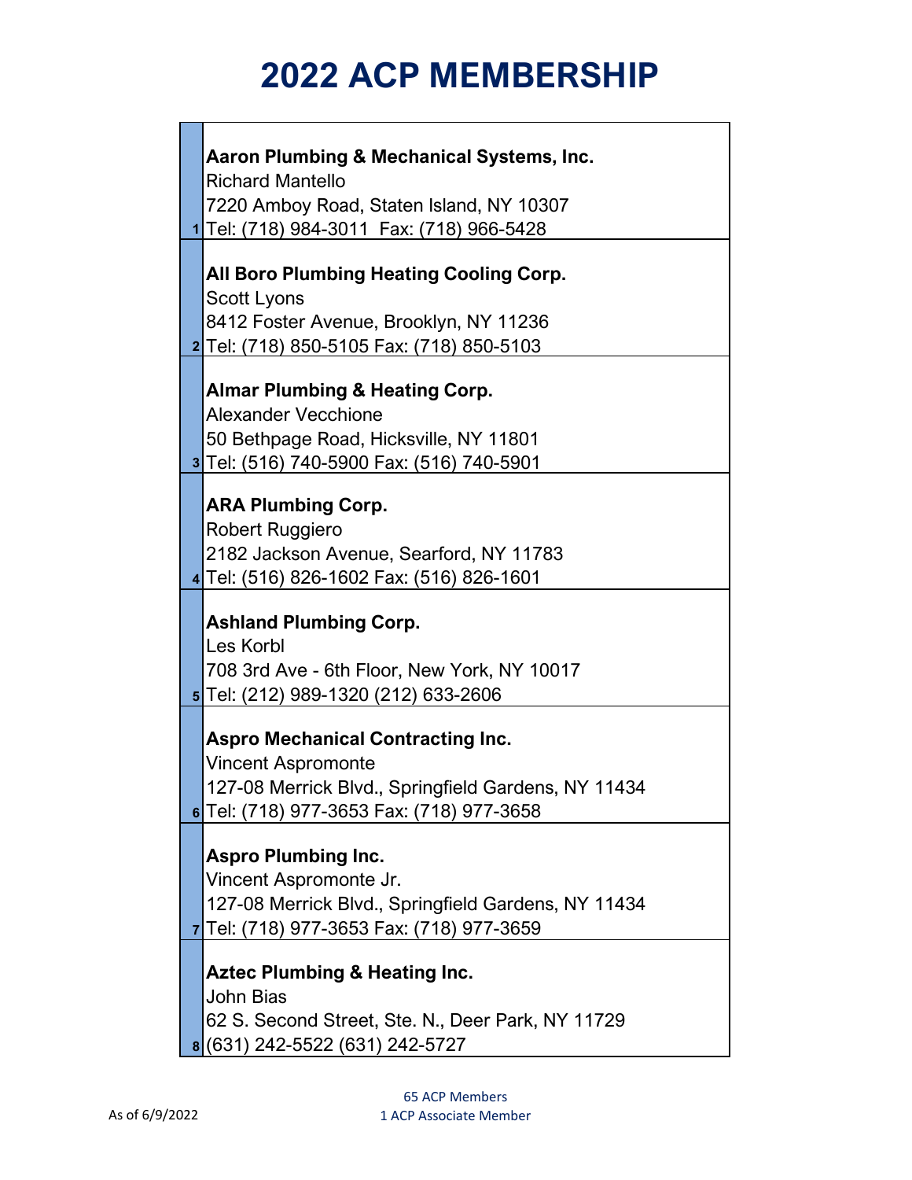# 2022 ACP MEMBERSHIP

| # | Member |
|---|---|
| 1 | **Aaron Plumbing & Mechanical Systems, Inc.**<br>Richard Mantello<br>7220 Amboy Road, Staten Island, NY 10307<br>Tel: (718) 984-3011  Fax: (718) 966-5428 |
| 2 | **All Boro Plumbing Heating Cooling Corp.**<br>Scott Lyons<br>8412 Foster Avenue, Brooklyn, NY 11236<br>Tel: (718) 850-5105 Fax: (718) 850-5103 |
| 3 | **Almar Plumbing & Heating Corp.**<br>Alexander Vecchione<br>50 Bethpage Road, Hicksville, NY 11801<br>Tel: (516) 740-5900 Fax: (516) 740-5901 |
| 4 | **ARA Plumbing Corp.**<br>Robert Ruggiero<br>2182 Jackson Avenue, Searford, NY 11783<br>Tel: (516) 826-1602 Fax: (516) 826-1601 |
| 5 | **Ashland Plumbing Corp.**<br>Les Korbl<br>708 3rd Ave - 6th Floor, New York, NY 10017<br>Tel: (212) 989-1320 (212) 633-2606 |
| 6 | **Aspro Mechanical Contracting Inc.**<br>Vincent Aspromonte<br>127-08 Merrick Blvd., Springfield Gardens, NY 11434<br>Tel: (718) 977-3653 Fax: (718) 977-3658 |
| 7 | **Aspro Plumbing Inc.**<br>Vincent Aspromonte Jr.<br>127-08 Merrick Blvd., Springfield Gardens, NY 11434<br>Tel: (718) 977-3653 Fax: (718) 977-3659 |
| 8 | **Aztec Plumbing & Heating Inc.**<br>John Bias<br>62 S. Second Street, Ste. N., Deer Park, NY 11729<br>(631) 242-5522 (631) 242-5727 |

As of 6/9/2022

65 ACP Members
1 ACP Associate Member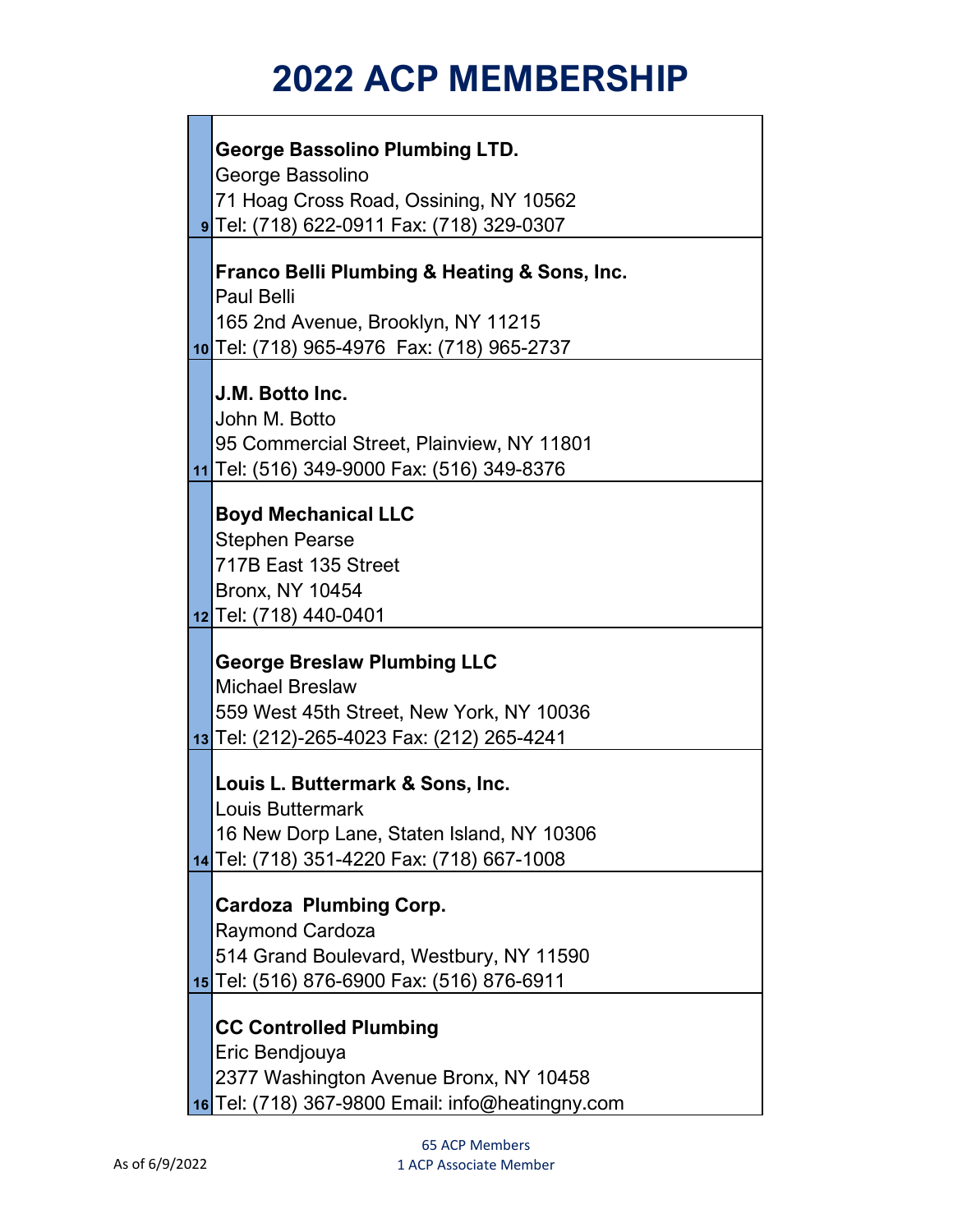# 2022 ACP MEMBERSHIP

| # | Member |
|---|---|
| 9 | **George Bassolino Plumbing LTD.**<br>George Bassolino<br>71 Hoag Cross Road, Ossining, NY 10562<br>Tel: (718) 622-0911 Fax: (718) 329-0307 |
| 10 | **Franco Belli Plumbing & Heating & Sons, Inc.**<br>Paul Belli<br>165 2nd Avenue, Brooklyn, NY 11215<br>Tel: (718) 965-4976 Fax: (718) 965-2737 |
| 11 | **J.M. Botto Inc.**<br>John M. Botto<br>95 Commercial Street, Plainview, NY 11801<br>Tel: (516) 349-9000 Fax: (516) 349-8376 |
| 12 | **Boyd Mechanical LLC**<br>Stephen Pearse<br>717B East 135 Street<br>Bronx, NY 10454<br>Tel: (718) 440-0401 |
| 13 | **George Breslaw Plumbing LLC**<br>Michael Breslaw<br>559 West 45th Street, New York, NY 10036<br>Tel: (212)-265-4023 Fax: (212) 265-4241 |
| 14 | **Louis L. Buttermark & Sons, Inc.**<br>Louis Buttermark<br>16 New Dorp Lane, Staten Island, NY 10306<br>Tel: (718) 351-4220 Fax: (718) 667-1008 |
| 15 | **Cardoza Plumbing Corp.**<br>Raymond Cardoza<br>514 Grand Boulevard, Westbury, NY 11590<br>Tel: (516) 876-6900 Fax: (516) 876-6911 |
| 16 | **CC Controlled Plumbing**<br>Eric Bendjouya<br>2377 Washington Avenue Bronx, NY 10458<br>Tel: (718) 367-9800 Email: info@heatingny.com |

As of 6/9/2022

65 ACP Members
1 ACP Associate Member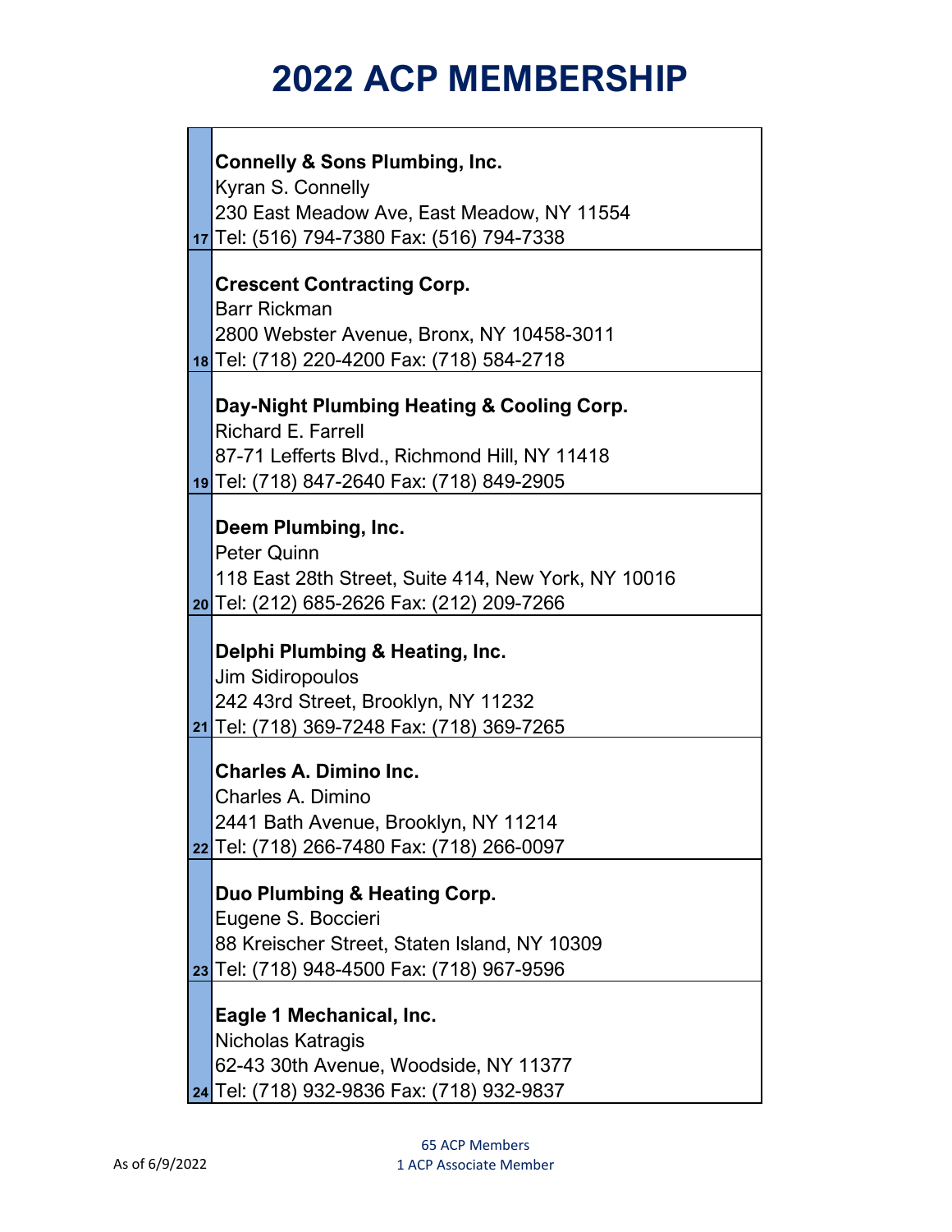# 2022 ACP MEMBERSHIP

| # | Member |
|---|---|
| 17 | **Connelly & Sons Plumbing, Inc.**<br>Kyran S. Connelly<br>230 East Meadow Ave, East Meadow, NY 11554<br>Tel: (516) 794-7380 Fax: (516) 794-7338 |
| 18 | **Crescent Contracting Corp.**<br>Barr Rickman<br>2800 Webster Avenue, Bronx, NY 10458-3011<br>Tel: (718) 220-4200 Fax: (718) 584-2718 |
| 19 | **Day-Night Plumbing Heating & Cooling Corp.**<br>Richard E. Farrell<br>87-71 Lefferts Blvd., Richmond Hill, NY 11418<br>Tel: (718) 847-2640 Fax: (718) 849-2905 |
| 20 | **Deem Plumbing, Inc.**<br>Peter Quinn<br>118 East 28th Street, Suite 414, New York, NY 10016<br>Tel: (212) 685-2626 Fax: (212) 209-7266 |
| 21 | **Delphi Plumbing & Heating, Inc.**<br>Jim Sidiropoulos<br>242 43rd Street, Brooklyn, NY 11232<br>Tel: (718) 369-7248 Fax: (718) 369-7265 |
| 22 | **Charles A. Dimino Inc.**<br>Charles A. Dimino<br>2441 Bath Avenue, Brooklyn, NY 11214<br>Tel: (718) 266-7480 Fax: (718) 266-0097 |
| 23 | **Duo Plumbing & Heating Corp.**<br>Eugene S. Boccieri<br>88 Kreischer Street, Staten Island, NY 10309<br>Tel: (718) 948-4500 Fax: (718) 967-9596 |
| 24 | **Eagle 1 Mechanical, Inc.**<br>Nicholas Katragis<br>62-43 30th Avenue, Woodside, NY 11377<br>Tel: (718) 932-9836 Fax: (718) 932-9837 |

As of 6/9/2022

65 ACP Members
1 ACP Associate Member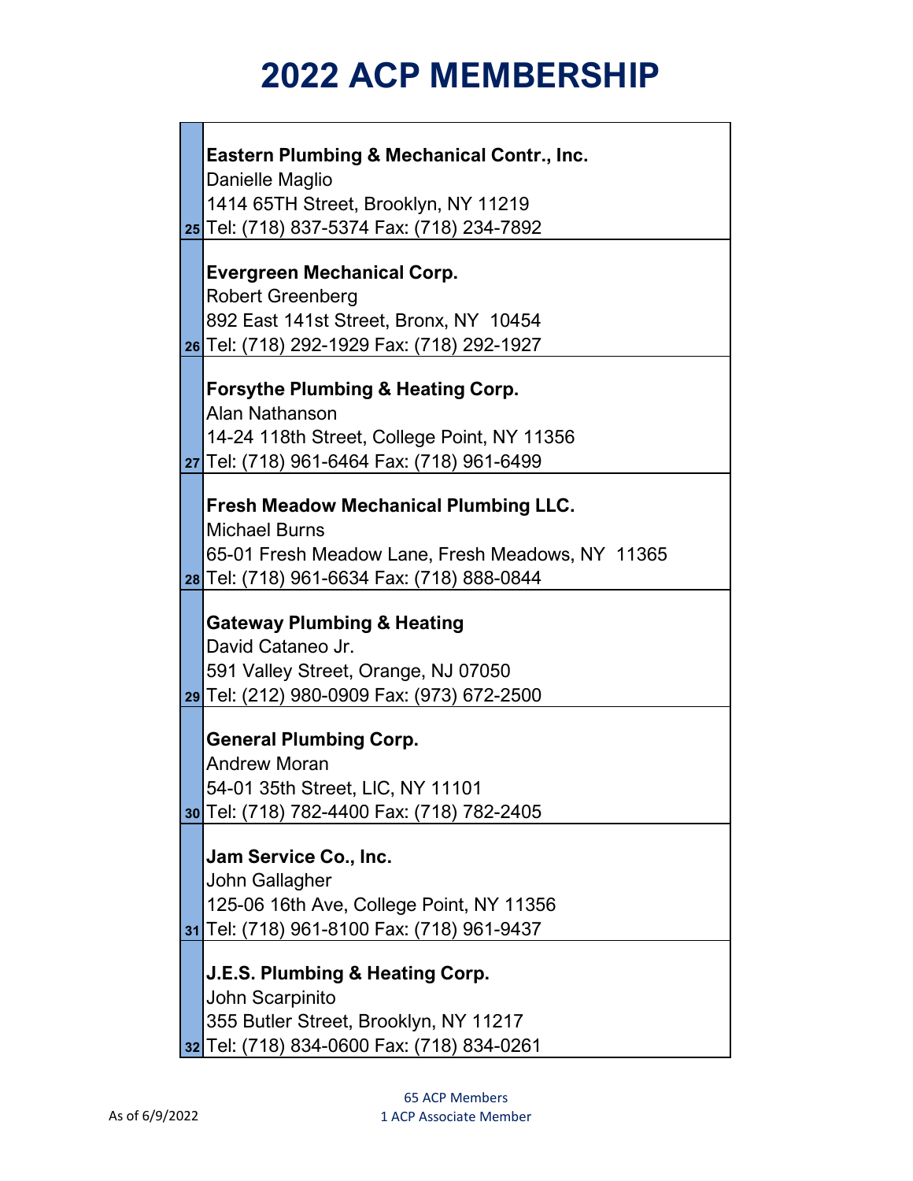# 2022 ACP MEMBERSHIP

| # | Member |
|---|---|
| 25 | **Eastern Plumbing & Mechanical Contr., Inc.**<br>Danielle Maglio<br>1414 65TH Street, Brooklyn, NY 11219<br>Tel: (718) 837-5374 Fax: (718) 234-7892 |
| 26 | **Evergreen Mechanical Corp.**<br>Robert Greenberg<br>892 East 141st Street, Bronx, NY 10454<br>Tel: (718) 292-1929 Fax: (718) 292-1927 |
| 27 | **Forsythe Plumbing & Heating Corp.**<br>Alan Nathanson<br>14-24 118th Street, College Point, NY 11356<br>Tel: (718) 961-6464 Fax: (718) 961-6499 |
| 28 | **Fresh Meadow Mechanical Plumbing LLC.**<br>Michael Burns<br>65-01 Fresh Meadow Lane, Fresh Meadows, NY 11365<br>Tel: (718) 961-6634 Fax: (718) 888-0844 |
| 29 | **Gateway Plumbing & Heating**<br>David Cataneo Jr.<br>591 Valley Street, Orange, NJ 07050<br>Tel: (212) 980-0909 Fax: (973) 672-2500 |
| 30 | **General Plumbing Corp.**<br>Andrew Moran<br>54-01 35th Street, LIC, NY 11101<br>Tel: (718) 782-4400 Fax: (718) 782-2405 |
| 31 | **Jam Service Co., Inc.**<br>John Gallagher<br>125-06 16th Ave, College Point, NY 11356<br>Tel: (718) 961-8100 Fax: (718) 961-9437 |
| 32 | **J.E.S. Plumbing & Heating Corp.**<br>John Scarpinito<br>355 Butler Street, Brooklyn, NY 11217<br>Tel: (718) 834-0600 Fax: (718) 834-0261 |

As of 6/9/2022

65 ACP Members
1 ACP Associate Member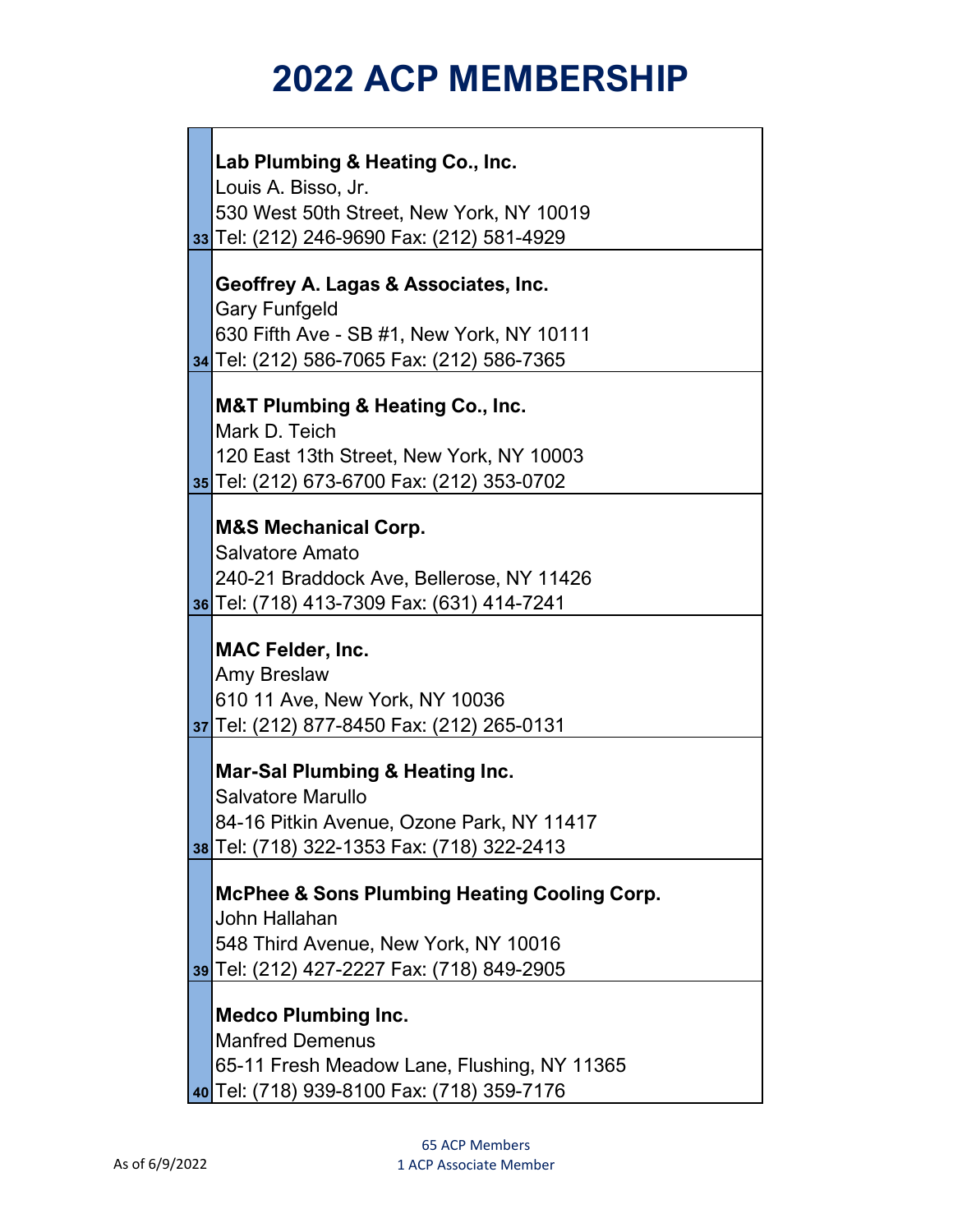# 2022 ACP MEMBERSHIP

| # | Member |
|---|---|
| 33 | **Lab Plumbing & Heating Co., Inc.**<br>Louis A. Bisso, Jr.<br>530 West 50th Street, New York, NY 10019<br>Tel: (212) 246-9690 Fax: (212) 581-4929 |
| 34 | **Geoffrey A. Lagas & Associates, Inc.**<br>Gary Funfgeld<br>630 Fifth Ave - SB #1, New York, NY 10111<br>Tel: (212) 586-7065 Fax: (212) 586-7365 |
| 35 | **M&T Plumbing & Heating Co., Inc.**<br>Mark D. Teich<br>120 East 13th Street, New York, NY 10003<br>Tel: (212) 673-6700 Fax: (212) 353-0702 |
| 36 | **M&S Mechanical Corp.**<br>Salvatore Amato<br>240-21 Braddock Ave, Bellerose, NY 11426<br>Tel: (718) 413-7309 Fax: (631) 414-7241 |
| 37 | **MAC Felder, Inc.**<br>Amy Breslaw<br>610 11 Ave, New York, NY 10036<br>Tel: (212) 877-8450 Fax: (212) 265-0131 |
| 38 | **Mar-Sal Plumbing & Heating Inc.**<br>Salvatore Marullo<br>84-16 Pitkin Avenue, Ozone Park, NY 11417<br>Tel: (718) 322-1353 Fax: (718) 322-2413 |
| 39 | **McPhee & Sons Plumbing Heating Cooling Corp.**<br>John Hallahan<br>548 Third Avenue, New York, NY 10016<br>Tel: (212) 427-2227 Fax: (718) 849-2905 |
| 40 | **Medco Plumbing Inc.**<br>Manfred Demenus<br>65-11 Fresh Meadow Lane, Flushing, NY 11365<br>Tel: (718) 939-8100 Fax: (718) 359-7176 |

As of 6/9/2022

65 ACP Members
1 ACP Associate Member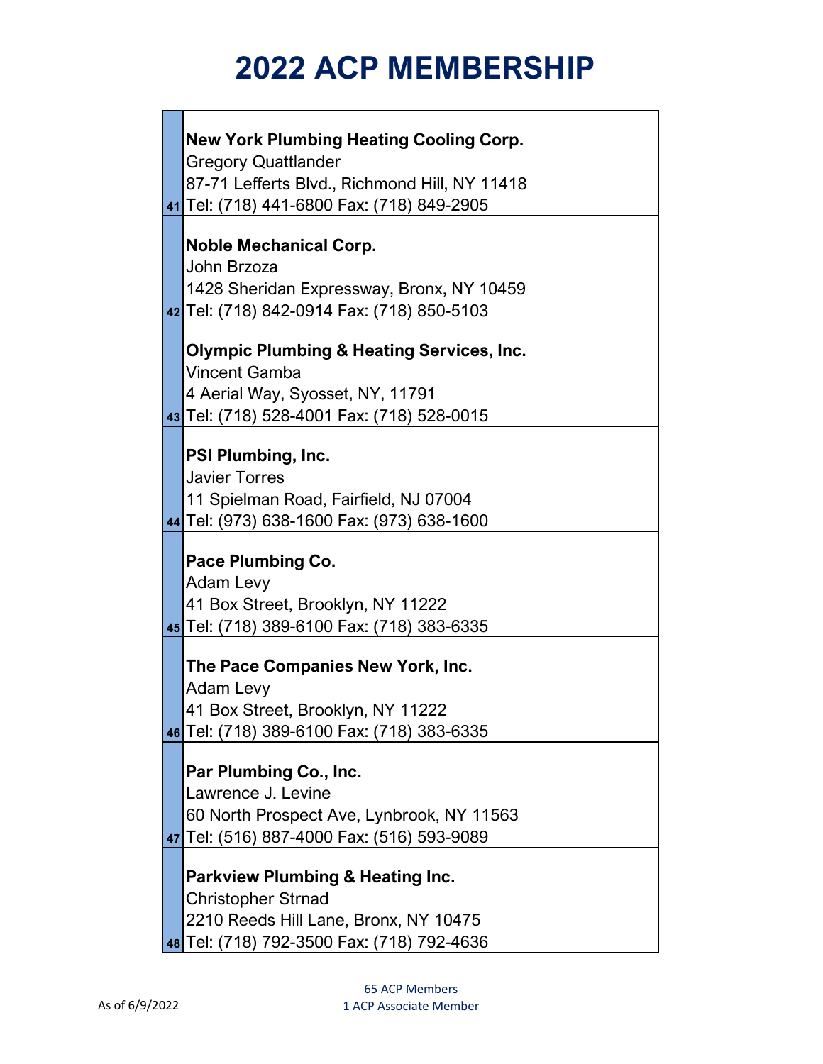# 2022 ACP MEMBERSHIP

| # | Member |
|---|---|
| 41 | **New York Plumbing Heating Cooling Corp.**<br>Gregory Quattlander<br>87-71 Lefferts Blvd., Richmond Hill, NY 11418<br>Tel: (718) 441-6800 Fax: (718) 849-2905 |
| 42 | **Noble Mechanical Corp.**<br>John Brzoza<br>1428 Sheridan Expressway, Bronx, NY 10459<br>Tel: (718) 842-0914 Fax: (718) 850-5103 |
| 43 | **Olympic Plumbing & Heating Services, Inc.**<br>Vincent Gamba<br>4 Aerial Way, Syosset, NY, 11791<br>Tel: (718) 528-4001 Fax: (718) 528-0015 |
| 44 | **PSI Plumbing, Inc.**<br>Javier Torres<br>11 Spielman Road, Fairfield, NJ 07004<br>Tel: (973) 638-1600 Fax: (973) 638-1600 |
| 45 | **Pace Plumbing Co.**<br>Adam Levy<br>41 Box Street, Brooklyn, NY 11222<br>Tel: (718) 389-6100 Fax: (718) 383-6335 |
| 46 | **The Pace Companies New York, Inc.**<br>Adam Levy<br>41 Box Street, Brooklyn, NY 11222<br>Tel: (718) 389-6100 Fax: (718) 383-6335 |
| 47 | **Par Plumbing Co., Inc.**<br>Lawrence J. Levine<br>60 North Prospect Ave, Lynbrook, NY 11563<br>Tel: (516) 887-4000 Fax: (516) 593-9089 |
| 48 | **Parkview Plumbing & Heating Inc.**<br>Christopher Strnad<br>2210 Reeds Hill Lane, Bronx, NY 10475<br>Tel: (718) 792-3500 Fax: (718) 792-4636 |

As of 6/9/2022

65 ACP Members
1 ACP Associate Member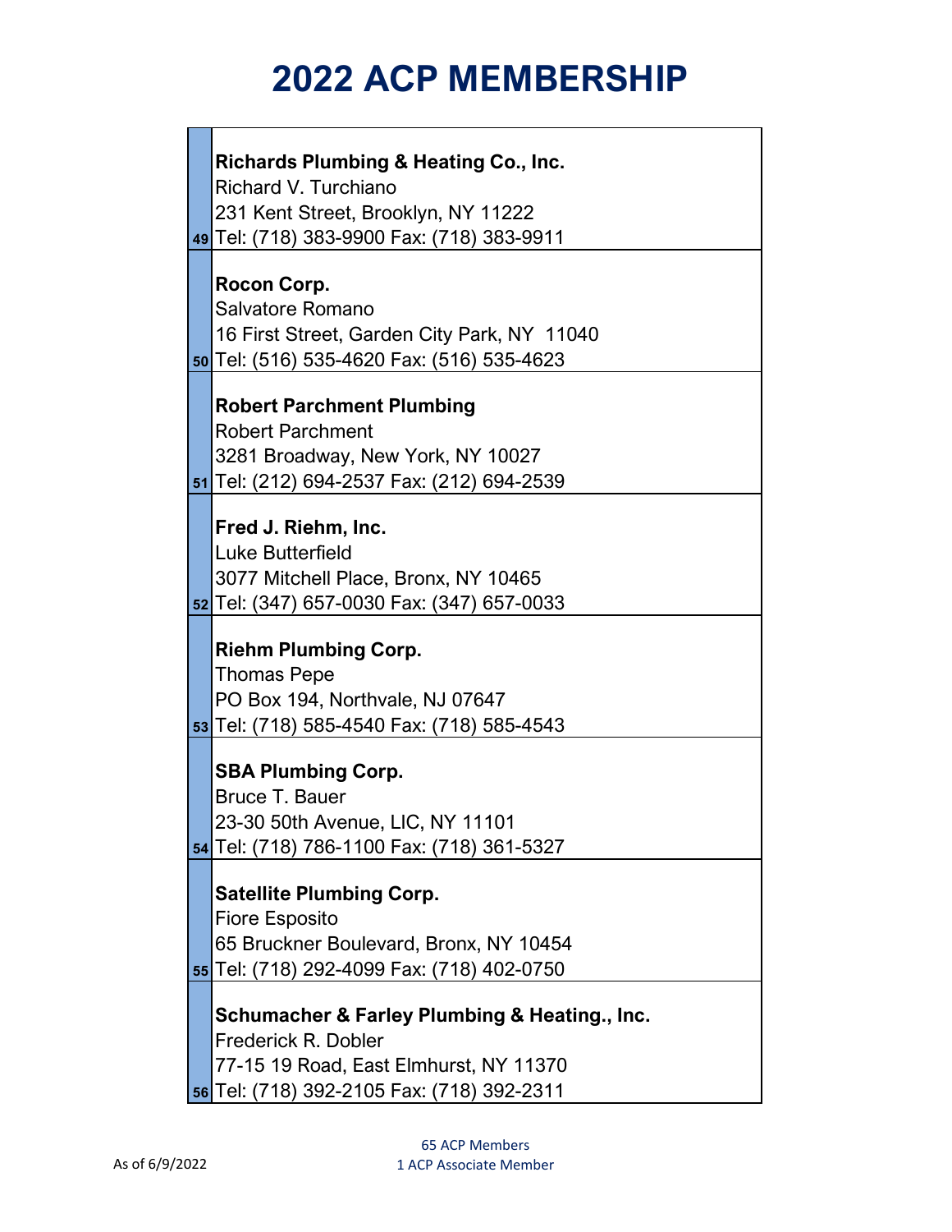# 2022 ACP MEMBERSHIP

| # | Member |
|---|---|
| 49 | **Richards Plumbing & Heating Co., Inc.**<br>Richard V. Turchiano<br>231 Kent Street, Brooklyn, NY 11222<br>Tel: (718) 383-9900 Fax: (718) 383-9911 |
| 50 | **Rocon Corp.**<br>Salvatore Romano<br>16 First Street, Garden City Park, NY 11040<br>Tel: (516) 535-4620 Fax: (516) 535-4623 |
| 51 | **Robert Parchment Plumbing**<br>Robert Parchment<br>3281 Broadway, New York, NY 10027<br>Tel: (212) 694-2537 Fax: (212) 694-2539 |
| 52 | **Fred J. Riehm, Inc.**<br>Luke Butterfield<br>3077 Mitchell Place, Bronx, NY 10465<br>Tel: (347) 657-0030 Fax: (347) 657-0033 |
| 53 | **Riehm Plumbing Corp.**<br>Thomas Pepe<br>PO Box 194, Northvale, NJ 07647<br>Tel: (718) 585-4540 Fax: (718) 585-4543 |
| 54 | **SBA Plumbing Corp.**<br>Bruce T. Bauer<br>23-30 50th Avenue, LIC, NY 11101<br>Tel: (718) 786-1100 Fax: (718) 361-5327 |
| 55 | **Satellite Plumbing Corp.**<br>Fiore Esposito<br>65 Bruckner Boulevard, Bronx, NY 10454<br>Tel: (718) 292-4099 Fax: (718) 402-0750 |
| 56 | **Schumacher & Farley Plumbing & Heating., Inc.**<br>Frederick R. Dobler<br>77-15 19 Road, East Elmhurst, NY 11370<br>Tel: (718) 392-2105 Fax: (718) 392-2311 |

As of 6/9/2022

65 ACP Members
1 ACP Associate Member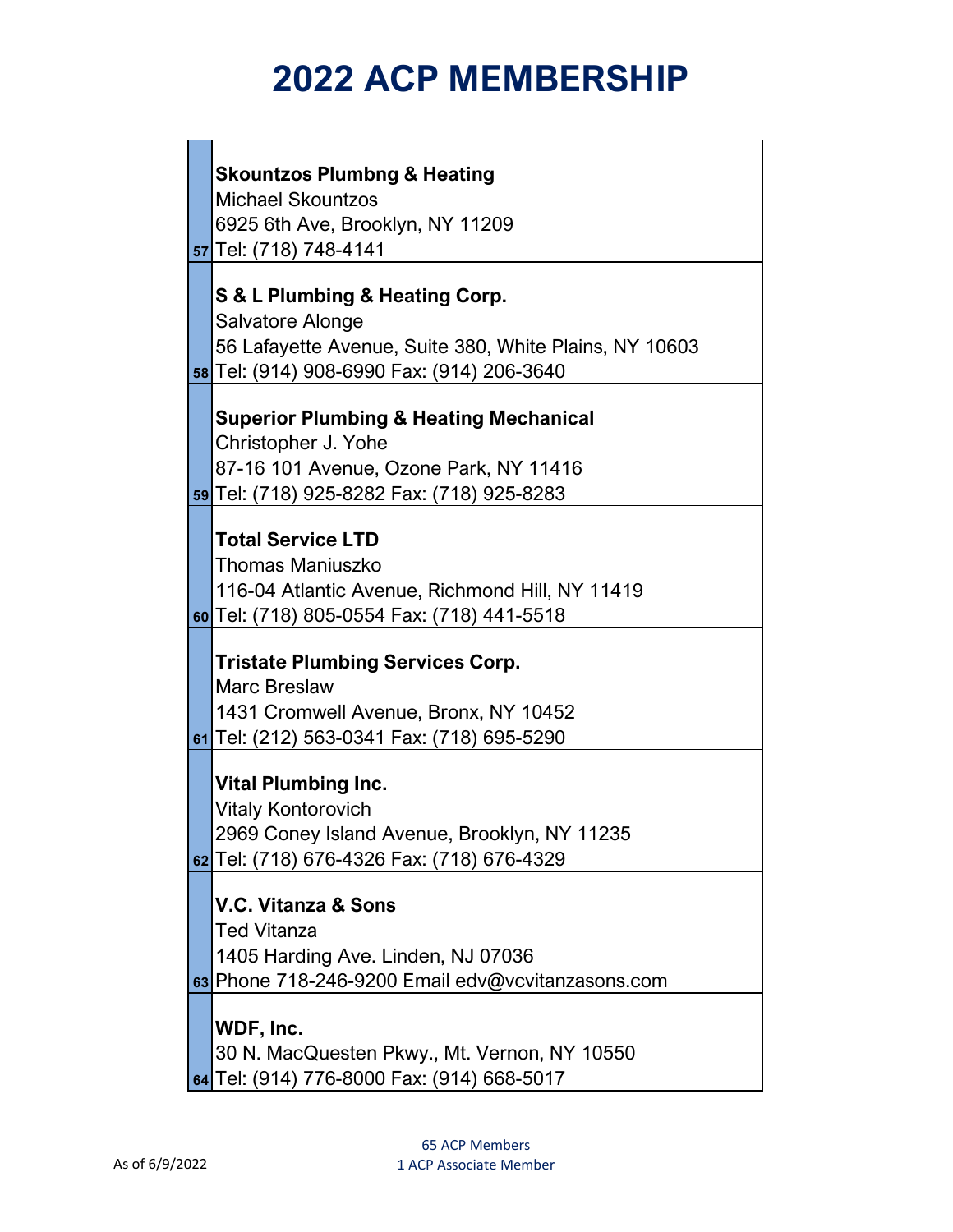# 2022 ACP MEMBERSHIP

| # | Member |
|---|---|
| 57 | **Skountzos Plumbng & Heating**<br>Michael Skountzos<br>6925 6th Ave, Brooklyn, NY 11209<br>Tel: (718) 748-4141 |
| 58 | **S & L Plumbing & Heating Corp.**<br>Salvatore Alonge<br>56 Lafayette Avenue, Suite 380, White Plains, NY 10603<br>Tel: (914) 908-6990 Fax: (914) 206-3640 |
| 59 | **Superior Plumbing & Heating Mechanical**<br>Christopher J. Yohe<br>87-16 101 Avenue, Ozone Park, NY 11416<br>Tel: (718) 925-8282 Fax: (718) 925-8283 |
| 60 | **Total Service LTD**<br>Thomas Maniuszko<br>116-04 Atlantic Avenue, Richmond Hill, NY 11419<br>Tel: (718) 805-0554 Fax: (718) 441-5518 |
| 61 | **Tristate Plumbing Services Corp.**<br>Marc Breslaw<br>1431 Cromwell Avenue, Bronx, NY 10452<br>Tel: (212) 563-0341 Fax: (718) 695-5290 |
| 62 | **Vital Plumbing Inc.**<br>Vitaly Kontorovich<br>2969 Coney Island Avenue, Brooklyn, NY 11235<br>Tel: (718) 676-4326 Fax: (718) 676-4329 |
| 63 | **V.C. Vitanza & Sons**<br>Ted Vitanza<br>1405 Harding Ave. Linden, NJ 07036<br>Phone 718-246-9200 Email edv@vcvitanzasons.com |
| 64 | **WDF, Inc.**<br>30 N. MacQuesten Pkwy., Mt. Vernon, NY 10550<br>Tel: (914) 776-8000 Fax: (914) 668-5017 |

As of 6/9/2022

65 ACP Members
1 ACP Associate Member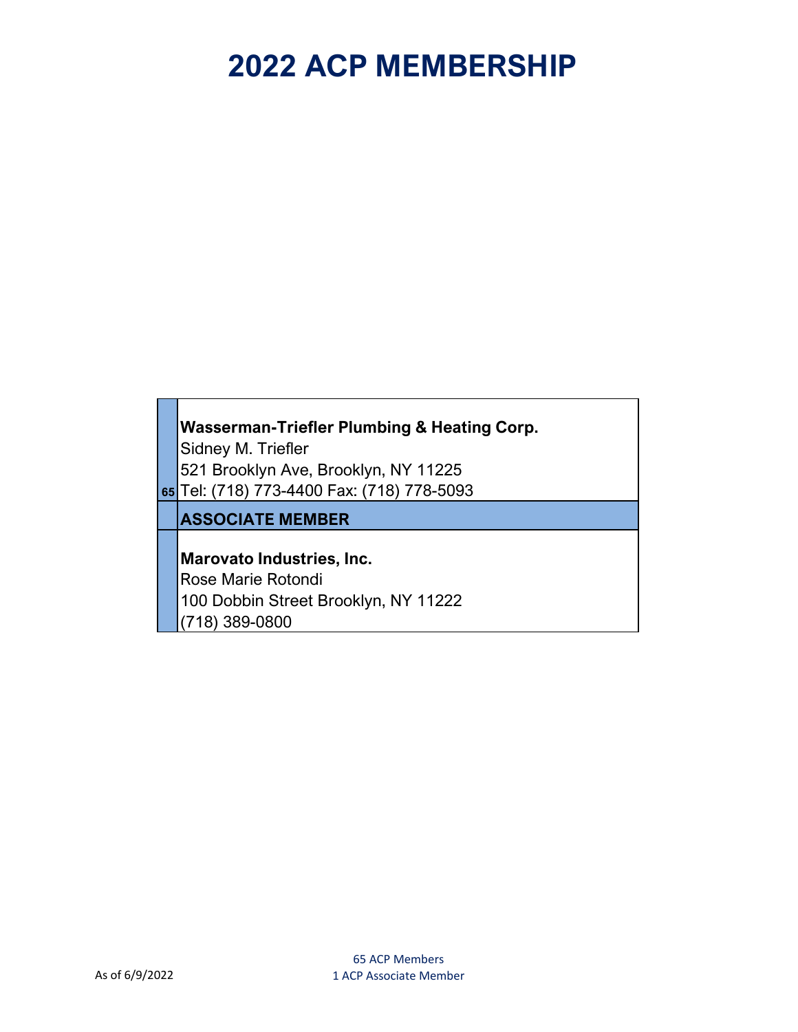# 2022 ACP MEMBERSHIP

| | |
|---|---|
| 65 | **Wasserman-Triefler Plumbing & Heating Corp.**<br>Sidney M. Triefler<br>521 Brooklyn Ave, Brooklyn, NY 11225<br>Tel: (718) 773-4400 Fax: (718) 778-5093 |
| | **ASSOCIATE MEMBER** |
| | **Marovato Industries, Inc.**<br>Rose Marie Rotondi<br>100 Dobbin Street Brooklyn, NY 11222<br>(718) 389-0800 |

As of 6/9/2022

65 ACP Members
1 ACP Associate Member